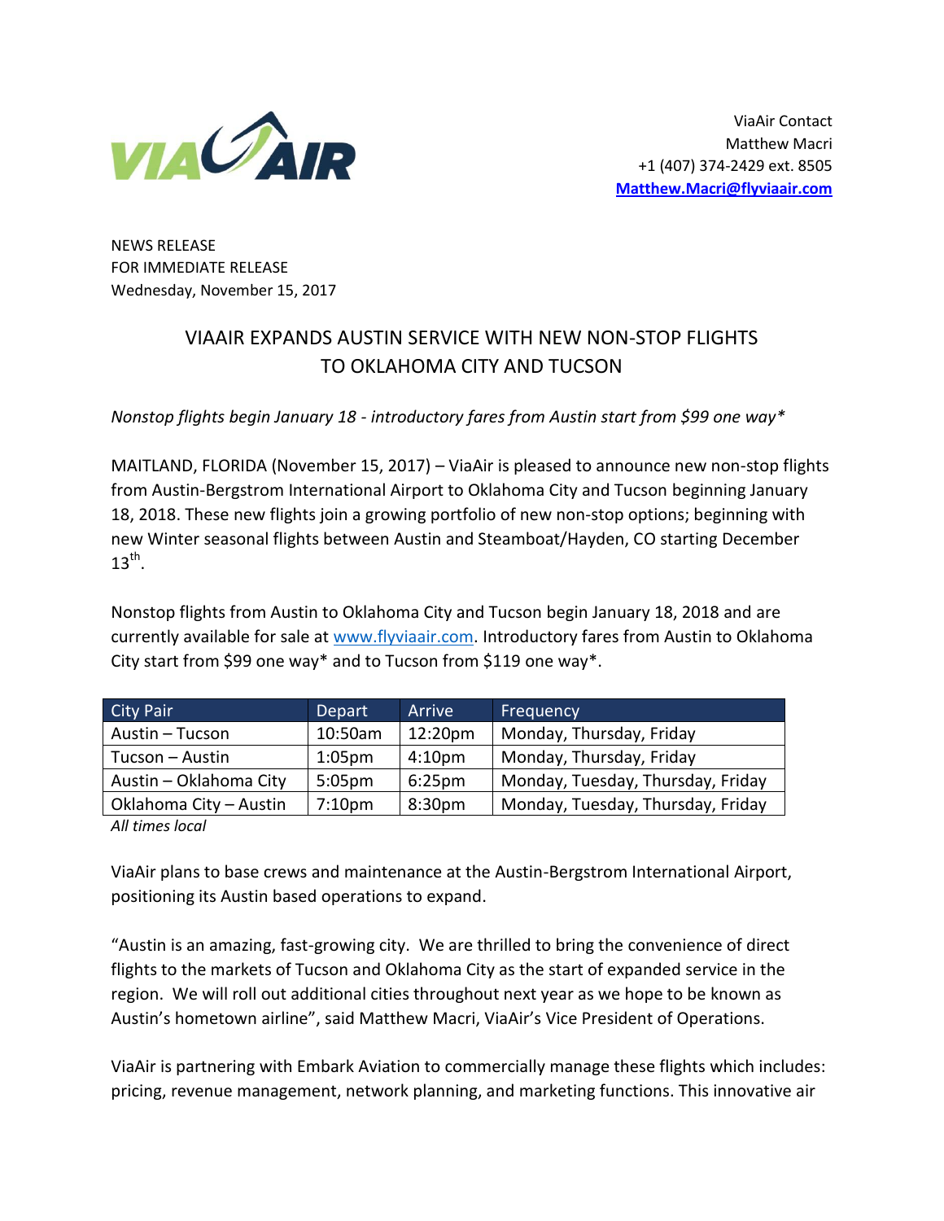VIA AIR

ViaAir Contact
Matthew Macri
+1 (407) 374-2429 ext. 8505
**Matthew.Macri@flyviaair.com**

NEWS RELEASE
FOR IMMEDIATE RELEASE
Wednesday, November 15, 2017

# VIAAIR EXPANDS AUSTIN SERVICE WITH NEW NON-STOP FLIGHTS TO OKLAHOMA CITY AND TUCSON

*Nonstop flights begin January 18 - introductory fares from Austin start from $99 one way**

MAITLAND, FLORIDA (November 15, 2017) – ViaAir is pleased to announce new non-stop flights from Austin-Bergstrom International Airport to Oklahoma City and Tucson beginning January 18, 2018. These new flights join a growing portfolio of new non-stop options; beginning with new Winter seasonal flights between Austin and Steamboat/Hayden, CO starting December 13th.

Nonstop flights from Austin to Oklahoma City and Tucson begin January 18, 2018 and are currently available for sale at www.flyviaair.com. Introductory fares from Austin to Oklahoma City start from $99 one way* and to Tucson from $119 one way*.

| City Pair | Depart | Arrive | Frequency |
|---|---|---|---|
| Austin – Tucson | 10:50am | 12:20pm | Monday, Thursday, Friday |
| Tucson – Austin | 1:05pm | 4:10pm | Monday, Thursday, Friday |
| Austin – Oklahoma City | 5:05pm | 6:25pm | Monday, Tuesday, Thursday, Friday |
| Oklahoma City – Austin | 7:10pm | 8:30pm | Monday, Tuesday, Thursday, Friday |

*All times local*

ViaAir plans to base crews and maintenance at the Austin-Bergstrom International Airport, positioning its Austin based operations to expand.

"Austin is an amazing, fast-growing city. We are thrilled to bring the convenience of direct flights to the markets of Tucson and Oklahoma City as the start of expanded service in the region. We will roll out additional cities throughout next year as we hope to be known as Austin's hometown airline", said Matthew Macri, ViaAir's Vice President of Operations.

ViaAir is partnering with Embark Aviation to commercially manage these flights which includes: pricing, revenue management, network planning, and marketing functions. This innovative air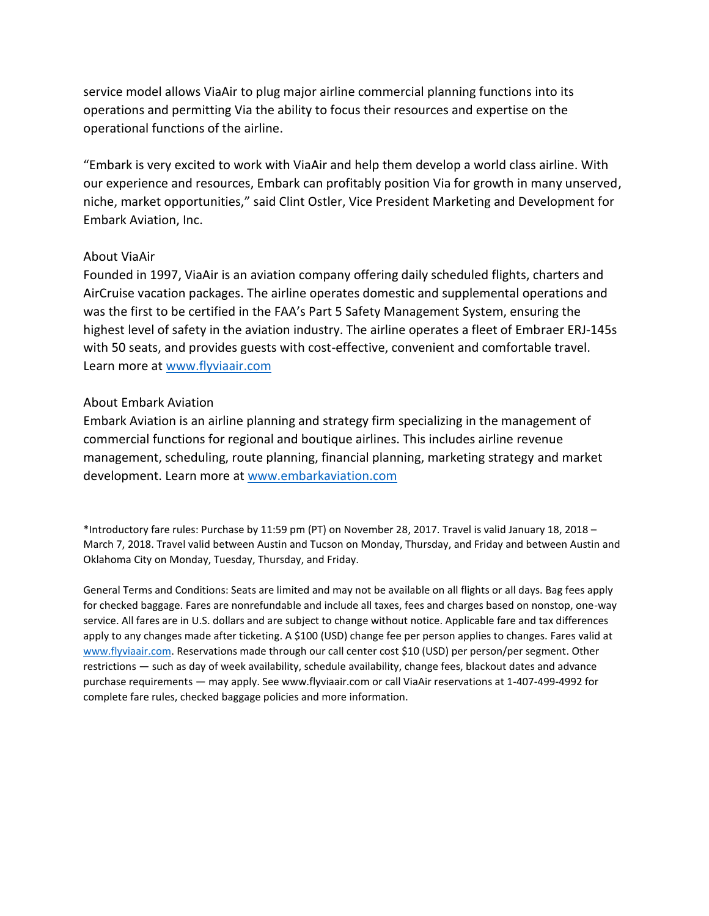service model allows ViaAir to plug major airline commercial planning functions into its operations and permitting Via the ability to focus their resources and expertise on the operational functions of the airline.

"Embark is very excited to work with ViaAir and help them develop a world class airline. With our experience and resources, Embark can profitably position Via for growth in many unserved, niche, market opportunities," said Clint Ostler, Vice President Marketing and Development for Embark Aviation, Inc.

### About ViaAir

Founded in 1997, ViaAir is an aviation company offering daily scheduled flights, charters and AirCruise vacation packages. The airline operates domestic and supplemental operations and was the first to be certified in the FAA's Part 5 Safety Management System, ensuring the highest level of safety in the aviation industry. The airline operates a fleet of Embraer ERJ-145s with 50 seats, and provides guests with cost-effective, convenient and comfortable travel. Learn more at [www.flyviaair.com](http://www.flyviaair.com)

### About Embark Aviation

Embark Aviation is an airline planning and strategy firm specializing in the management of commercial functions for regional and boutique airlines. This includes airline revenue management, scheduling, route planning, financial planning, marketing strategy and market development. Learn more at [www.embarkaviation.com](http://www.embarkaviation.com)

*Introductory fare rules: Purchase by 11:59 pm (PT) on November 28, 2017. Travel is valid January 18, 2018 – March 7, 2018. Travel valid between Austin and Tucson on Monday, Thursday, and Friday and between Austin and Oklahoma City on Monday, Tuesday, Thursday, and Friday.

General Terms and Conditions: Seats are limited and may not be available on all flights or all days. Bag fees apply for checked baggage. Fares are nonrefundable and include all taxes, fees and charges based on nonstop, one-way service. All fares are in U.S. dollars and are subject to change without notice. Applicable fare and tax differences apply to any changes made after ticketing. A $100 (USD) change fee per person applies to changes. Fares valid at [www.flyviaair.com](http://www.flyviaair.com). Reservations made through our call center cost $10 (USD) per person/per segment. Other restrictions — such as day of week availability, schedule availability, change fees, blackout dates and advance purchase requirements — may apply. See www.flyviaair.com or call ViaAir reservations at 1-407-499-4992 for complete fare rules, checked baggage policies and more information.